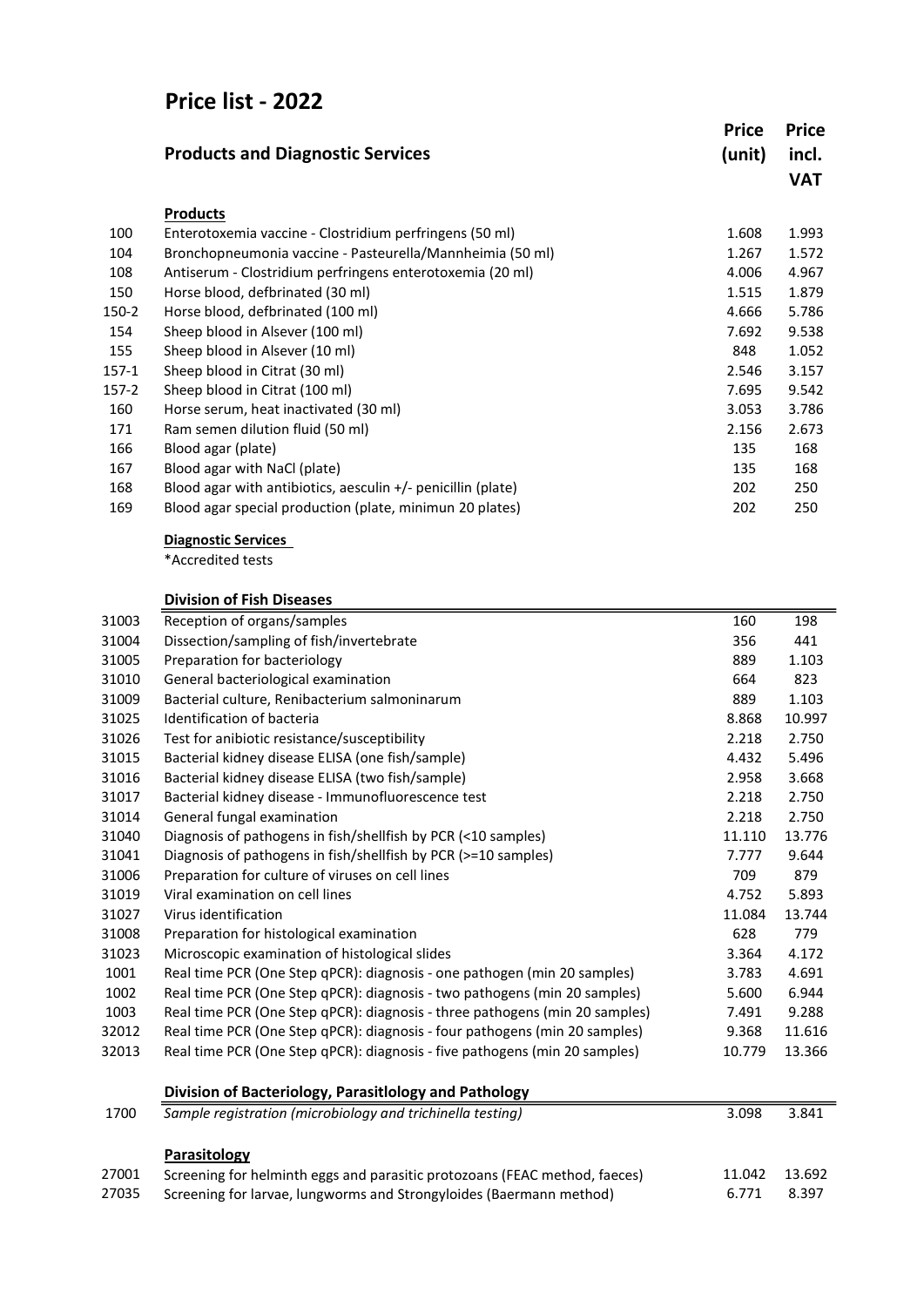# Price list - 2022

| | Products and Diagnostic Services | Price (unit) | Price incl. VAT |
|---|---|---|---|
| | **Products** | | |
| 100 | Enterotoxemia vaccine - Clostridium perfringens (50 ml) | 1.608 | 1.993 |
| 104 | Bronchopneumonia vaccine - Pasteurella/Mannheimia (50 ml) | 1.267 | 1.572 |
| 108 | Antiserum - Clostridium perfringens enterotoxemia (20 ml) | 4.006 | 4.967 |
| 150 | Horse blood, defbrinated (30 ml) | 1.515 | 1.879 |
| 150-2 | Horse blood, defbrinated (100 ml) | 4.666 | 5.786 |
| 154 | Sheep blood in Alsever (100 ml) | 7.692 | 9.538 |
| 155 | Sheep blood in Alsever (10 ml) | 848 | 1.052 |
| 157-1 | Sheep blood in Citrat (30 ml) | 2.546 | 3.157 |
| 157-2 | Sheep blood in Citrat (100 ml) | 7.695 | 9.542 |
| 160 | Horse serum, heat inactivated (30 ml) | 3.053 | 3.786 |
| 171 | Ram semen dilution fluid (50 ml) | 2.156 | 2.673 |
| 166 | Blood agar (plate) | 135 | 168 |
| 167 | Blood agar with NaCl (plate) | 135 | 168 |
| 168 | Blood agar with antibiotics, aesculin +/- penicillin (plate) | 202 | 250 |
| 169 | Blood agar special production (plate, minimun 20 plates) | 202 | 250 |

**Diagnostic Services**

*Accredited tests

| | Division of Fish Diseases | | |
|---|---|---|---|
| 31003 | Reception of organs/samples | 160 | 198 |
| 31004 | Dissection/sampling of fish/invertebrate | 356 | 441 |
| 31005 | Preparation for bacteriology | 889 | 1.103 |
| 31010 | General bacteriological examination | 664 | 823 |
| 31009 | Bacterial culture, Renibacterium salmoninarum | 889 | 1.103 |
| 31025 | Identification of bacteria | 8.868 | 10.997 |
| 31026 | Test for anibiotic resistance/susceptibility | 2.218 | 2.750 |
| 31015 | Bacterial kidney disease ELISA (one fish/sample) | 4.432 | 5.496 |
| 31016 | Bacterial kidney disease ELISA (two fish/sample) | 2.958 | 3.668 |
| 31017 | Bacterial kidney disease - Immunofluorescence test | 2.218 | 2.750 |
| 31014 | General fungal examination | 2.218 | 2.750 |
| 31040 | Diagnosis of pathogens in fish/shellfish by PCR (<10 samples) | 11.110 | 13.776 |
| 31041 | Diagnosis of pathogens in fish/shellfish by PCR (>=10 samples) | 7.777 | 9.644 |
| 31006 | Preparation for culture of viruses on cell lines | 709 | 879 |
| 31019 | Viral examination on cell lines | 4.752 | 5.893 |
| 31027 | Virus identification | 11.084 | 13.744 |
| 31008 | Preparation for histological examination | 628 | 779 |
| 31023 | Microscopic examination of histological slides | 3.364 | 4.172 |
| 1001 | Real time PCR (One Step qPCR): diagnosis - one pathogen (min 20 samples) | 3.783 | 4.691 |
| 1002 | Real time PCR (One Step qPCR): diagnosis - two pathogens (min 20 samples) | 5.600 | 6.944 |
| 1003 | Real time PCR (One Step qPCR): diagnosis - three pathogens (min 20 samples) | 7.491 | 9.288 |
| 32012 | Real time PCR (One Step qPCR): diagnosis - four pathogens (min 20 samples) | 9.368 | 11.616 |
| 32013 | Real time PCR (One Step qPCR): diagnosis - five pathogens (min 20 samples) | 10.779 | 13.366 |

| | Division of Bacteriology, Parasitlology and Pathology | | |
|---|---|---|---|
| 1700 | *Sample registration (microbiology and trichinella testing)* | 3.098 | 3.841 |
| | **Parasitology** | | |
| 27001 | Screening for helminth eggs and parasitic protozoans (FEAC method, faeces) | 11.042 | 13.692 |
| 27035 | Screening for larvae, lungworms and Strongyloides (Baermann method) | 6.771 | 8.397 |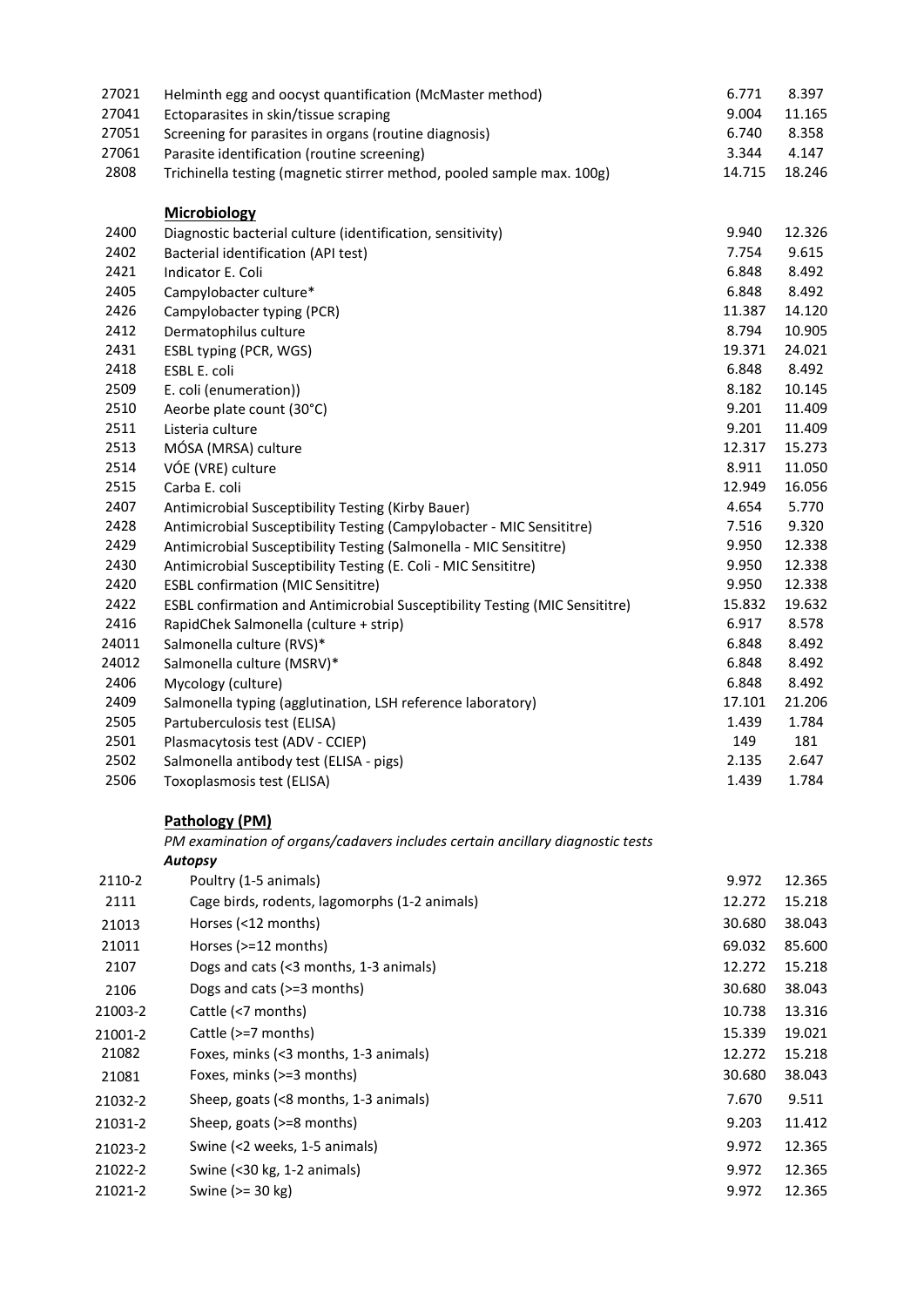| | | | |
|---|---|---|---|
| 27021 | Helminth egg and oocyst quantification (McMaster method) | 6.771 | 8.397 |
| 27041 | Ectoparasites in skin/tissue scraping | 9.004 | 11.165 |
| 27051 | Screening for parasites in organs (routine diagnosis) | 6.740 | 8.358 |
| 27061 | Parasite identification (routine screening) | 3.344 | 4.147 |
| 2808 | Trichinella testing (magnetic stirrer method, pooled sample max. 100g) | 14.715 | 18.246 |

**Microbiology**

| | | | |
|---|---|---|---|
| 2400 | Diagnostic bacterial culture (identification, sensitivity) | 9.940 | 12.326 |
| 2402 | Bacterial identification (API test) | 7.754 | 9.615 |
| 2421 | Indicator E. Coli | 6.848 | 8.492 |
| 2405 | Campylobacter culture* | 6.848 | 8.492 |
| 2426 | Campylobacter typing (PCR) | 11.387 | 14.120 |
| 2412 | Dermatophilus culture | 8.794 | 10.905 |
| 2431 | ESBL typing (PCR, WGS) | 19.371 | 24.021 |
| 2418 | ESBL E. coli | 6.848 | 8.492 |
| 2509 | E. coli (enumeration)) | 8.182 | 10.145 |
| 2510 | Aeorbe plate count (30°C) | 9.201 | 11.409 |
| 2511 | Listeria culture | 9.201 | 11.409 |
| 2513 | MÓSA (MRSA) culture | 12.317 | 15.273 |
| 2514 | VÓE (VRE) culture | 8.911 | 11.050 |
| 2515 | Carba E. coli | 12.949 | 16.056 |
| 2407 | Antimicrobial Susceptibility Testing (Kirby Bauer) | 4.654 | 5.770 |
| 2428 | Antimicrobial Susceptibility Testing (Campylobacter - MIC Sensititre) | 7.516 | 9.320 |
| 2429 | Antimicrobial Susceptibility Testing (Salmonella - MIC Sensititre) | 9.950 | 12.338 |
| 2430 | Antimicrobial Susceptibility Testing (E. Coli - MIC Sensititre) | 9.950 | 12.338 |
| 2420 | ESBL confirmation (MIC Sensititre) | 9.950 | 12.338 |
| 2422 | ESBL confirmation and Antimicrobial Susceptibility Testing (MIC Sensititre) | 15.832 | 19.632 |
| 2416 | RapidChek Salmonella (culture + strip) | 6.917 | 8.578 |
| 24011 | Salmonella culture (RVS)* | 6.848 | 8.492 |
| 24012 | Salmonella culture (MSRV)* | 6.848 | 8.492 |
| 2406 | Mycology (culture) | 6.848 | 8.492 |
| 2409 | Salmonella typing (agglutination, LSH reference laboratory) | 17.101 | 21.206 |
| 2505 | Partuberculosis test (ELISA) | 1.439 | 1.784 |
| 2501 | Plasmacytosis test (ADV - CCIEP) | 149 | 181 |
| 2502 | Salmonella antibody test (ELISA - pigs) | 2.135 | 2.647 |
| 2506 | Toxoplasmosis test (ELISA) | 1.439 | 1.784 |

**Pathology (PM)**

*PM examination of organs/cadavers includes certain ancillary diagnostic tests*

***Autopsy***

| | | | |
|---|---|---|---|
| 2110-2 | Poultry (1-5 animals) | 9.972 | 12.365 |
| 2111 | Cage birds, rodents, lagomorphs (1-2 animals) | 12.272 | 15.218 |
| 21013 | Horses (<12 months) | 30.680 | 38.043 |
| 21011 | Horses (>=12 months) | 69.032 | 85.600 |
| 2107 | Dogs and cats (<3 months, 1-3 animals) | 12.272 | 15.218 |
| 2106 | Dogs and cats (>=3 months) | 30.680 | 38.043 |
| 21003-2 | Cattle (<7 months) | 10.738 | 13.316 |
| 21001-2 | Cattle (>=7 months) | 15.339 | 19.021 |
| 21082 | Foxes, minks (<3 months, 1-3 animals) | 12.272 | 15.218 |
| 21081 | Foxes, minks (>=3 months) | 30.680 | 38.043 |
| 21032-2 | Sheep, goats (<8 months, 1-3 animals) | 7.670 | 9.511 |
| 21031-2 | Sheep, goats (>=8 months) | 9.203 | 11.412 |
| 21023-2 | Swine (<2 weeks, 1-5 animals) | 9.972 | 12.365 |
| 21022-2 | Swine (<30 kg, 1-2 animals) | 9.972 | 12.365 |
| 21021-2 | Swine (>= 30 kg) | 9.972 | 12.365 |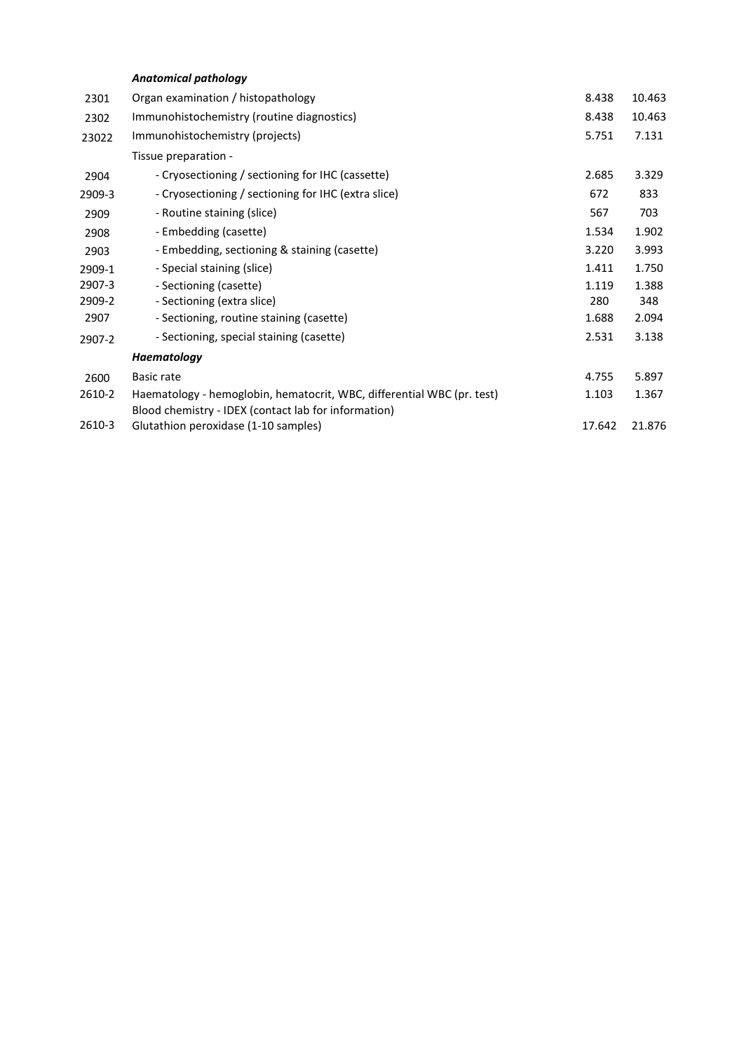| | | | |
|---|---|---|---|
| | ***Anatomical pathology*** | | |
| 2301 | Organ examination / histopathology | 8.438 | 10.463 |
| 2302 | Immunohistochemistry (routine diagnostics) | 8.438 | 10.463 |
| 23022 | Immunohistochemistry (projects) | 5.751 | 7.131 |
| | Tissue preparation - | | |
| 2904 | - Cryosectioning / sectioning for IHC (cassette) | 2.685 | 3.329 |
| 2909-3 | - Cryosectioning / sectioning for IHC (extra slice) | 672 | 833 |
| 2909 | - Routine staining (slice) | 567 | 703 |
| 2908 | - Embedding (casette) | 1.534 | 1.902 |
| 2903 | - Embedding, sectioning & staining (casette) | 3.220 | 3.993 |
| 2909-1 | - Special staining (slice) | 1.411 | 1.750 |
| 2907-3 | - Sectioning (casette) | 1.119 | 1.388 |
| 2909-2 | - Sectioning (extra slice) | 280 | 348 |
| 2907 | - Sectioning, routine staining (casette) | 1.688 | 2.094 |
| 2907-2 | - Sectioning, special staining (casette) | 2.531 | 3.138 |
| | ***Haematology*** | | |
| 2600 | Basic rate | 4.755 | 5.897 |
| 2610-2 | Haematology - hemoglobin, hematocrit, WBC, differential WBC (pr. test) | 1.103 | 1.367 |
| | Blood chemistry - IDEX (contact lab for information) | | |
| 2610-3 | Glutathion peroxidase (1-10 samples) | 17.642 | 21.876 |